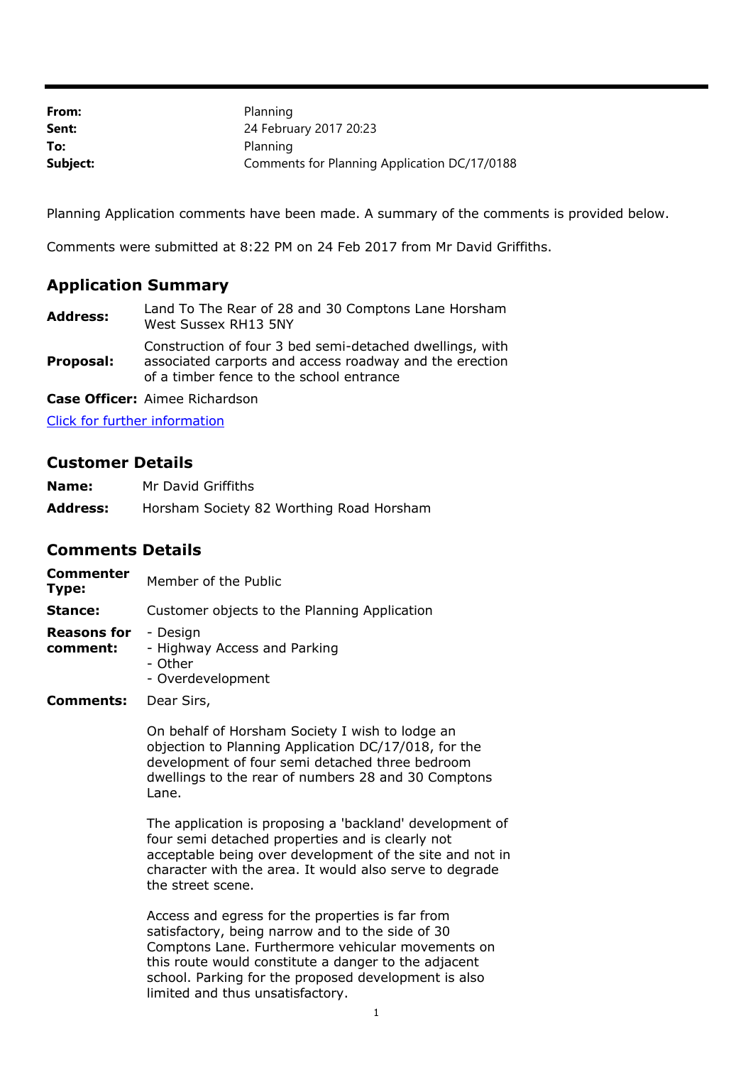| | |
|---|---|
| **From:** | Planning |
| **Sent:** | 24 February 2017 20:23 |
| **To:** | Planning |
| **Subject:** | Comments for Planning Application DC/17/0188 |

Planning Application comments have been made. A summary of the comments is provided below.

Comments were submitted at 8:22 PM on 24 Feb 2017 from Mr David Griffiths.

## Application Summary

| | |
|---|---|
| **Address:** | Land To The Rear of 28 and 30 Comptons Lane Horsham West Sussex RH13 5NY |
| **Proposal:** | Construction of four 3 bed semi-detached dwellings, with associated carports and access roadway and the erection of a timber fence to the school entrance |
| **Case Officer:** | Aimee Richardson |

[Click for further information]

## Customer Details

| | |
|---|---|
| **Name:** | Mr David Griffiths |
| **Address:** | Horsham Society 82 Worthing Road Horsham |

## Comments Details

| | |
|---|---|
| **Commenter Type:** | Member of the Public |
| **Stance:** | Customer objects to the Planning Application |
| **Reasons for comment:** | - Design<br>- Highway Access and Parking<br>- Other<br>- Overdevelopment |

**Comments:** Dear Sirs,

On behalf of Horsham Society I wish to lodge an objection to Planning Application DC/17/018, for the development of four semi detached three bedroom dwellings to the rear of numbers 28 and 30 Comptons Lane.

The application is proposing a 'backland' development of four semi detached properties and is clearly not acceptable being over development of the site and not in character with the area. It would also serve to degrade the street scene.

Access and egress for the properties is far from satisfactory, being narrow and to the side of 30 Comptons Lane. Furthermore vehicular movements on this route would constitute a danger to the adjacent school. Parking for the proposed development is also limited and thus unsatisfactory.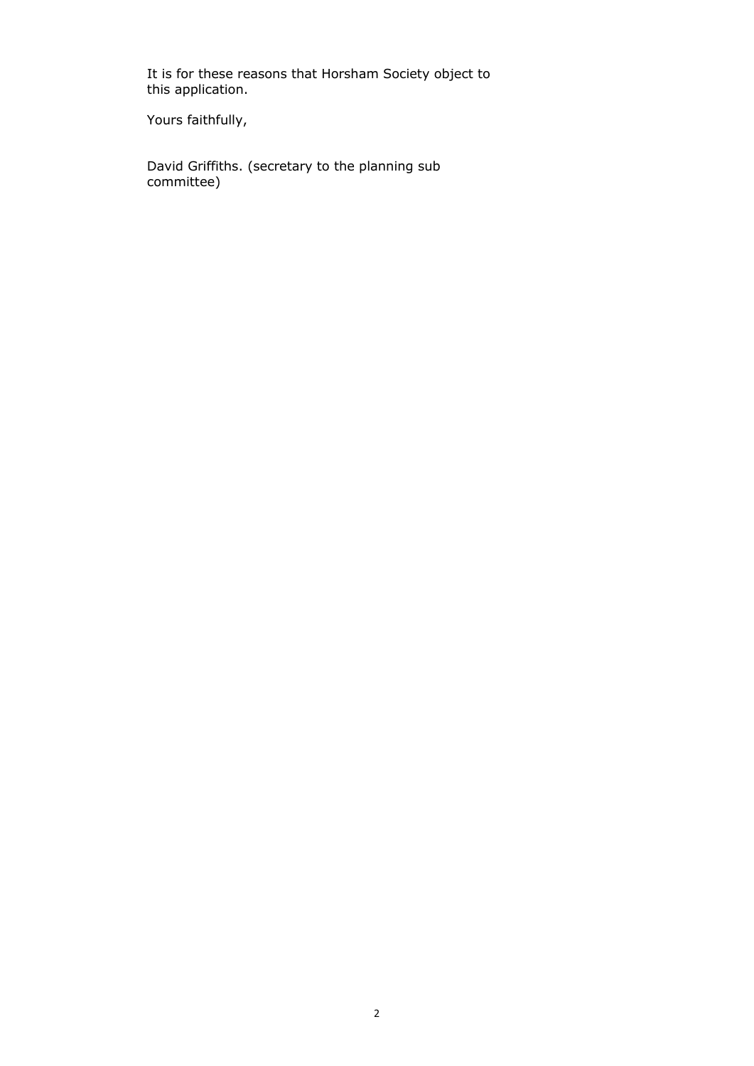It is for these reasons that Horsham Society object to this application.

Yours faithfully,

David Griffiths. (secretary to the planning sub committee)